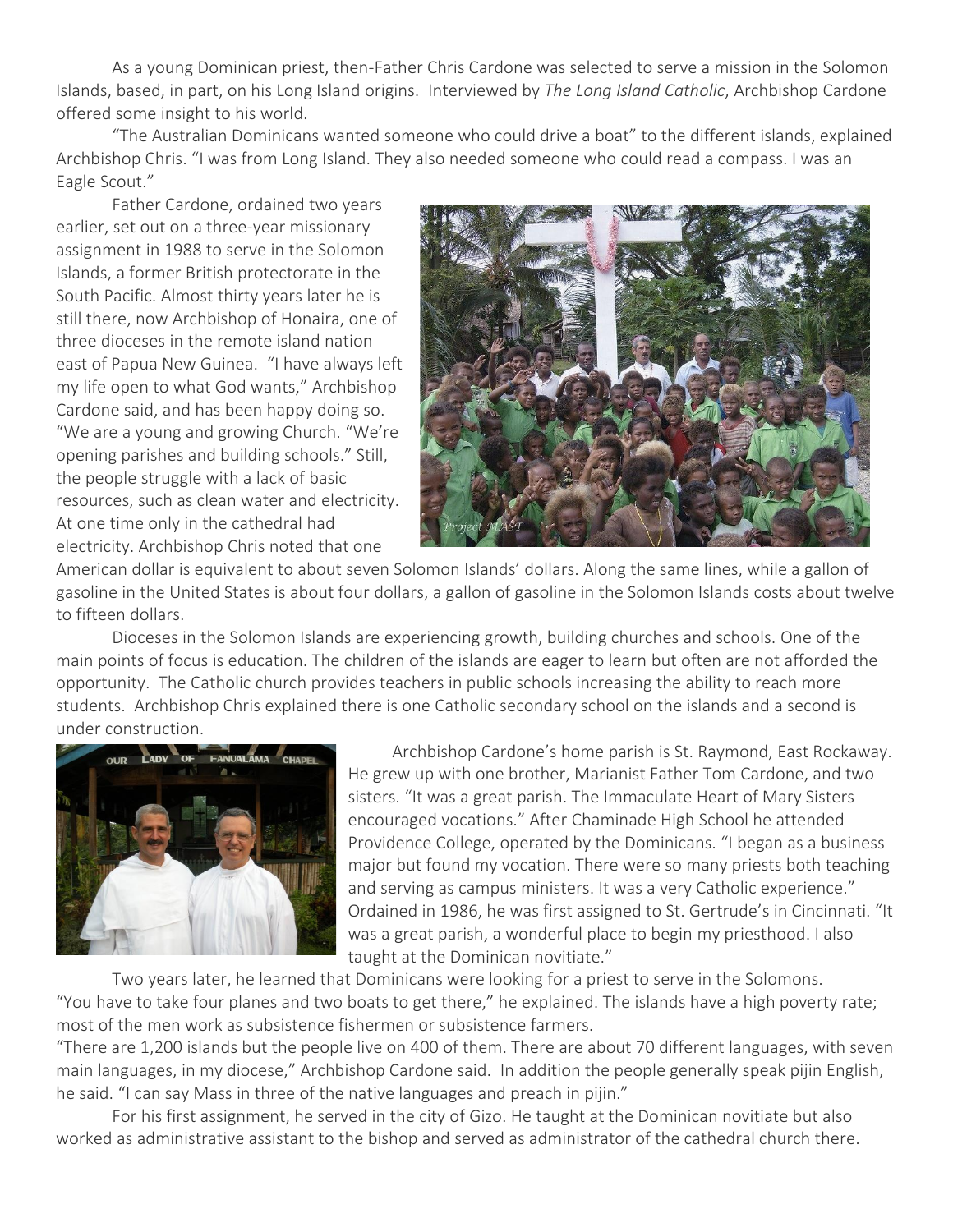As a young Dominican priest, then-Father Chris Cardone was selected to serve a mission in the Solomon Islands, based, in part, on his Long Island origins. Interviewed by *The Long Island Catholic*, Archbishop Cardone offered some insight to his world.

"The Australian Dominicans wanted someone who could drive a boat" to the different islands, explained Archbishop Chris. "I was from Long Island. They also needed someone who could read a compass. I was an Eagle Scout."

Father Cardone, ordained two years earlier, set out on a three-year missionary assignment in 1988 to serve in the Solomon Islands, a former British protectorate in the South Pacific. Almost thirty years later he is still there, now Archbishop of Honaira, one of three dioceses in the remote island nation east of Papua New Guinea. "I have always left my life open to what God wants," Archbishop Cardone said, and has been happy doing so. "We are a young and growing Church. "We're opening parishes and building schools." Still, the people struggle with a lack of basic resources, such as clean water and electricity. At one time only in the cathedral had electricity. Archbishop Chris noted that one American dollar is equivalent to about seven Solomon Islands' dollars. Along the same lines, while a gallon of gasoline in the United States is about four dollars, a gallon of gasoline in the Solomon Islands costs about twelve to fifteen dollars.

Dioceses in the Solomon Islands are experiencing growth, building churches and schools. One of the main points of focus is education. The children of the islands are eager to learn but often are not afforded the opportunity. The Catholic church provides teachers in public schools increasing the ability to reach more students. Archbishop Chris explained there is one Catholic secondary school on the islands and a second is under construction.

Archbishop Cardone's home parish is St. Raymond, East Rockaway. He grew up with one brother, Marianist Father Tom Cardone, and two sisters. "It was a great parish. The Immaculate Heart of Mary Sisters encouraged vocations." After Chaminade High School he attended Providence College, operated by the Dominicans. "I began as a business major but found my vocation. There were so many priests both teaching and serving as campus ministers. It was a very Catholic experience." Ordained in 1986, he was first assigned to St. Gertrude's in Cincinnati. "It was a great parish, a wonderful place to begin my priesthood. I also taught at the Dominican novitiate."

Two years later, he learned that Dominicans were looking for a priest to serve in the Solomons. "You have to take four planes and two boats to get there," he explained. The islands have a high poverty rate; most of the men work as subsistence fishermen or subsistence farmers.

"There are 1,200 islands but the people live on 400 of them. There are about 70 different languages, with seven main languages, in my diocese," Archbishop Cardone said. In addition the people generally speak pijin English, he said. "I can say Mass in three of the native languages and preach in pijin."

For his first assignment, he served in the city of Gizo. He taught at the Dominican novitiate but also worked as administrative assistant to the bishop and served as administrator of the cathedral church there.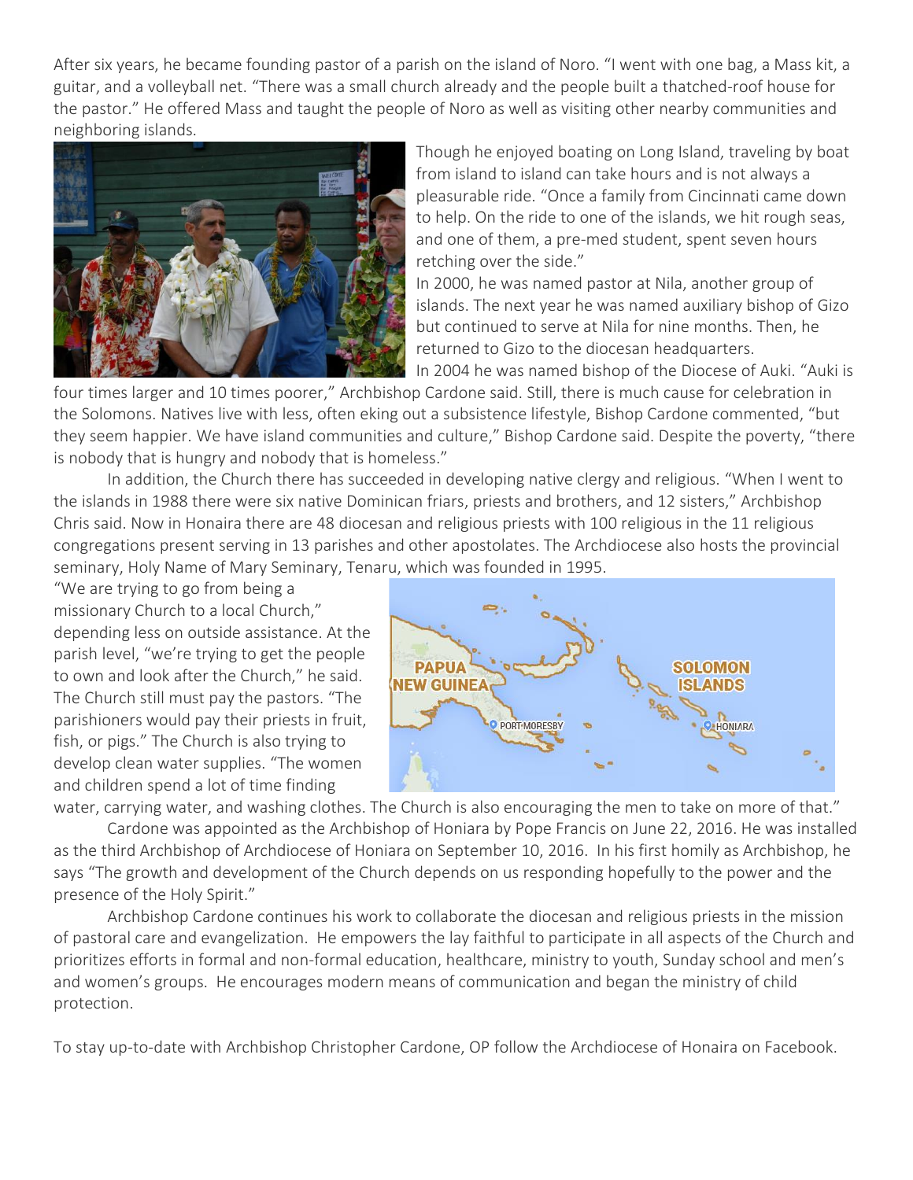After six years, he became founding pastor of a parish on the island of Noro. "I went with one bag, a Mass kit, a guitar, and a volleyball net. "There was a small church already and the people built a thatched-roof house for the pastor." He offered Mass and taught the people of Noro as well as visiting other nearby communities and neighboring islands.

Though he enjoyed boating on Long Island, traveling by boat from island to island can take hours and is not always a pleasurable ride. "Once a family from Cincinnati came down to help. On the ride to one of the islands, we hit rough seas, and one of them, a pre-med student, spent seven hours retching over the side."

In 2000, he was named pastor at Nila, another group of islands. The next year he was named auxiliary bishop of Gizo but continued to serve at Nila for nine months. Then, he returned to Gizo to the diocesan headquarters.

In 2004 he was named bishop of the Diocese of Auki. "Auki is four times larger and 10 times poorer," Archbishop Cardone said. Still, there is much cause for celebration in the Solomons. Natives live with less, often eking out a subsistence lifestyle, Bishop Cardone commented, "but they seem happier. We have island communities and culture," Bishop Cardone said. Despite the poverty, "there is nobody that is hungry and nobody that is homeless."

In addition, the Church there has succeeded in developing native clergy and religious. "When I went to the islands in 1988 there were six native Dominican friars, priests and brothers, and 12 sisters," Archbishop Chris said. Now in Honaira there are 48 diocesan and religious priests with 100 religious in the 11 religious congregations present serving in 13 parishes and other apostolates. The Archdiocese also hosts the provincial seminary, Holy Name of Mary Seminary, Tenaru, which was founded in 1995.

"We are trying to go from being a missionary Church to a local Church," depending less on outside assistance. At the parish level, "we're trying to get the people to own and look after the Church," he said. The Church still must pay the pastors. "The parishioners would pay their priests in fruit, fish, or pigs." The Church is also trying to develop clean water supplies. "The women and children spend a lot of time finding water, carrying water, and washing clothes. The Church is also encouraging the men to take on more of that."

PAPUA NEW GUINEA

PORT MORESBY

SOLOMON ISLANDS

HONIARA

Cardone was appointed as the Archbishop of Honiara by Pope Francis on June 22, 2016. He was installed as the third Archbishop of Archdiocese of Honiara on September 10, 2016. In his first homily as Archbishop, he says "The growth and development of the Church depends on us responding hopefully to the power and the presence of the Holy Spirit."

Archbishop Cardone continues his work to collaborate the diocesan and religious priests in the mission of pastoral care and evangelization. He empowers the lay faithful to participate in all aspects of the Church and prioritizes efforts in formal and non-formal education, healthcare, ministry to youth, Sunday school and men's and women's groups. He encourages modern means of communication and began the ministry of child protection.

To stay up-to-date with Archbishop Christopher Cardone, OP follow the Archdiocese of Honaira on Facebook.